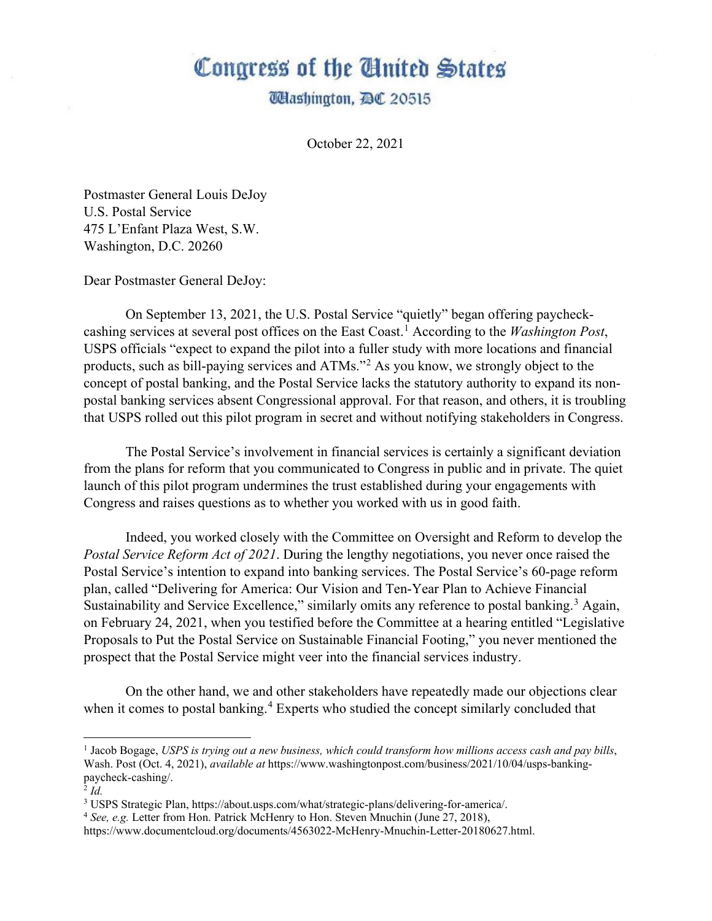# Congress of the United States

Washington, DC 20515

October 22, 2021

Postmaster General Louis DeJoy
U.S. Postal Service
475 L'Enfant Plaza West, S.W.
Washington, D.C. 20260

Dear Postmaster General DeJoy:

On September 13, 2021, the U.S. Postal Service "quietly" began offering paycheck-cashing services at several post offices on the East Coast.[1] According to the *Washington Post*, USPS officials "expect to expand the pilot into a fuller study with more locations and financial products, such as bill-paying services and ATMs."[2] As you know, we strongly object to the concept of postal banking, and the Postal Service lacks the statutory authority to expand its non-postal banking services absent Congressional approval. For that reason, and others, it is troubling that USPS rolled out this pilot program in secret and without notifying stakeholders in Congress.

The Postal Service's involvement in financial services is certainly a significant deviation from the plans for reform that you communicated to Congress in public and in private. The quiet launch of this pilot program undermines the trust established during your engagements with Congress and raises questions as to whether you worked with us in good faith.

Indeed, you worked closely with the Committee on Oversight and Reform to develop the *Postal Service Reform Act of 2021*. During the lengthy negotiations, you never once raised the Postal Service's intention to expand into banking services. The Postal Service's 60-page reform plan, called "Delivering for America: Our Vision and Ten-Year Plan to Achieve Financial Sustainability and Service Excellence," similarly omits any reference to postal banking.[3] Again, on February 24, 2021, when you testified before the Committee at a hearing entitled "Legislative Proposals to Put the Postal Service on Sustainable Financial Footing," you never mentioned the prospect that the Postal Service might veer into the financial services industry.

On the other hand, we and other stakeholders have repeatedly made our objections clear when it comes to postal banking.[4] Experts who studied the concept similarly concluded that

---

[1] Jacob Bogage, *USPS is trying out a new business, which could transform how millions access cash and pay bills*, Wash. Post (Oct. 4, 2021), *available at* https://www.washingtonpost.com/business/2021/10/04/usps-banking-paycheck-cashing/.

[2] *Id.*

[3] USPS Strategic Plan, https://about.usps.com/what/strategic-plans/delivering-for-america/.

[4] *See, e.g.* Letter from Hon. Patrick McHenry to Hon. Steven Mnuchin (June 27, 2018), https://www.documentcloud.org/documents/4563022-McHenry-Mnuchin-Letter-20180627.html.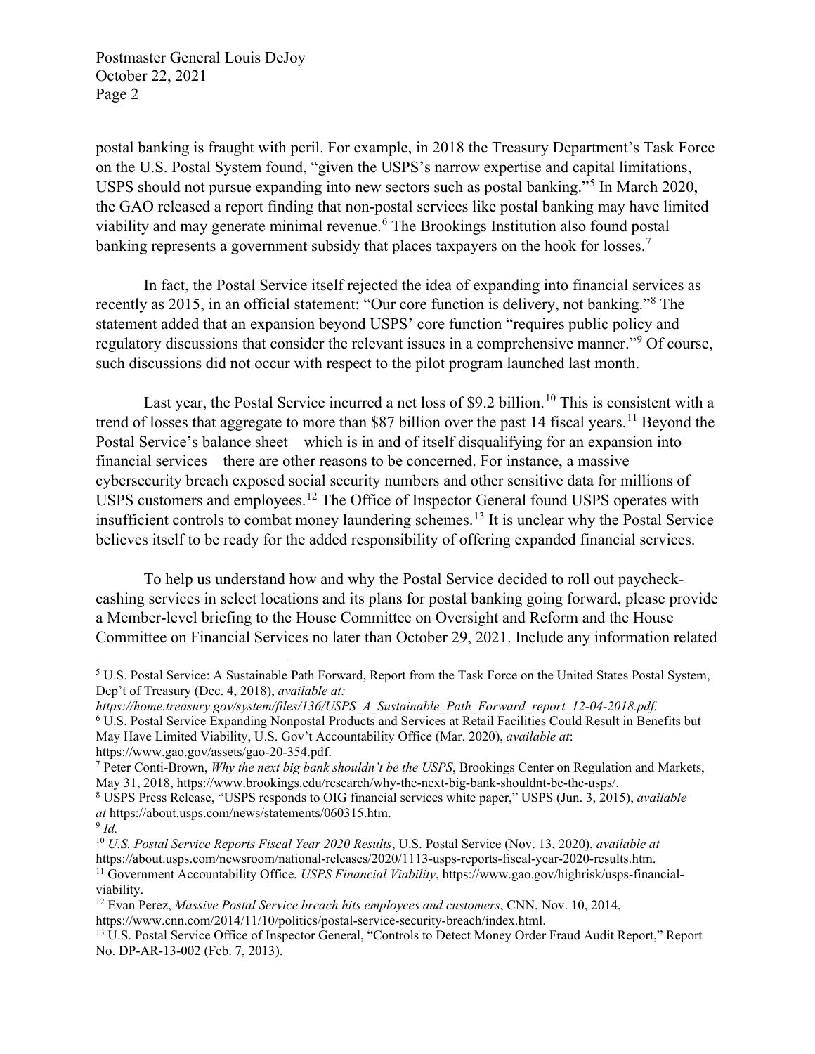postal banking is fraught with peril. For example, in 2018 the Treasury Department's Task Force on the U.S. Postal System found, "given the USPS's narrow expertise and capital limitations, USPS should not pursue expanding into new sectors such as postal banking."[5] In March 2020, the GAO released a report finding that non-postal services like postal banking may have limited viability and may generate minimal revenue.[6] The Brookings Institution also found postal banking represents a government subsidy that places taxpayers on the hook for losses.[7]

In fact, the Postal Service itself rejected the idea of expanding into financial services as recently as 2015, in an official statement: "Our core function is delivery, not banking."[8] The statement added that an expansion beyond USPS' core function "requires public policy and regulatory discussions that consider the relevant issues in a comprehensive manner."[9] Of course, such discussions did not occur with respect to the pilot program launched last month.

Last year, the Postal Service incurred a net loss of $9.2 billion.[10] This is consistent with a trend of losses that aggregate to more than $87 billion over the past 14 fiscal years.[11] Beyond the Postal Service's balance sheet—which is in and of itself disqualifying for an expansion into financial services—there are other reasons to be concerned. For instance, a massive cybersecurity breach exposed social security numbers and other sensitive data for millions of USPS customers and employees.[12] The Office of Inspector General found USPS operates with insufficient controls to combat money laundering schemes.[13] It is unclear why the Postal Service believes itself to be ready for the added responsibility of offering expanded financial services.

To help us understand how and why the Postal Service decided to roll out paycheck-cashing services in select locations and its plans for postal banking going forward, please provide a Member-level briefing to the House Committee on Oversight and Reform and the House Committee on Financial Services no later than October 29, 2021. Include any information related

---

[5] U.S. Postal Service: A Sustainable Path Forward, Report from the Task Force on the United States Postal System, Dep't of Treasury (Dec. 4, 2018), *available at: https://home.treasury.gov/system/files/136/USPS_A_Sustainable_Path_Forward_report_12-04-2018.pdf.*

[6] U.S. Postal Service Expanding Nonpostal Products and Services at Retail Facilities Could Result in Benefits but May Have Limited Viability, U.S. Gov't Accountability Office (Mar. 2020), *available at*: https://www.gao.gov/assets/gao-20-354.pdf.

[7] Peter Conti-Brown, *Why the next big bank shouldn't be the USPS*, Brookings Center on Regulation and Markets, May 31, 2018, https://www.brookings.edu/research/why-the-next-big-bank-shouldnt-be-the-usps/.

[8] USPS Press Release, "USPS responds to OIG financial services white paper," USPS (Jun. 3, 2015), *available at* https://about.usps.com/news/statements/060315.htm.

[9] *Id.*

[10] *U.S. Postal Service Reports Fiscal Year 2020 Results*, U.S. Postal Service (Nov. 13, 2020), *available at* https://about.usps.com/newsroom/national-releases/2020/1113-usps-reports-fiscal-year-2020-results.htm.

[11] Government Accountability Office, *USPS Financial Viability*, https://www.gao.gov/highrisk/usps-financial-viability.

[12] Evan Perez, *Massive Postal Service breach hits employees and customers*, CNN, Nov. 10, 2014, https://www.cnn.com/2014/11/10/politics/postal-service-security-breach/index.html.

[13] U.S. Postal Service Office of Inspector General, "Controls to Detect Money Order Fraud Audit Report," Report No. DP-AR-13-002 (Feb. 7, 2013).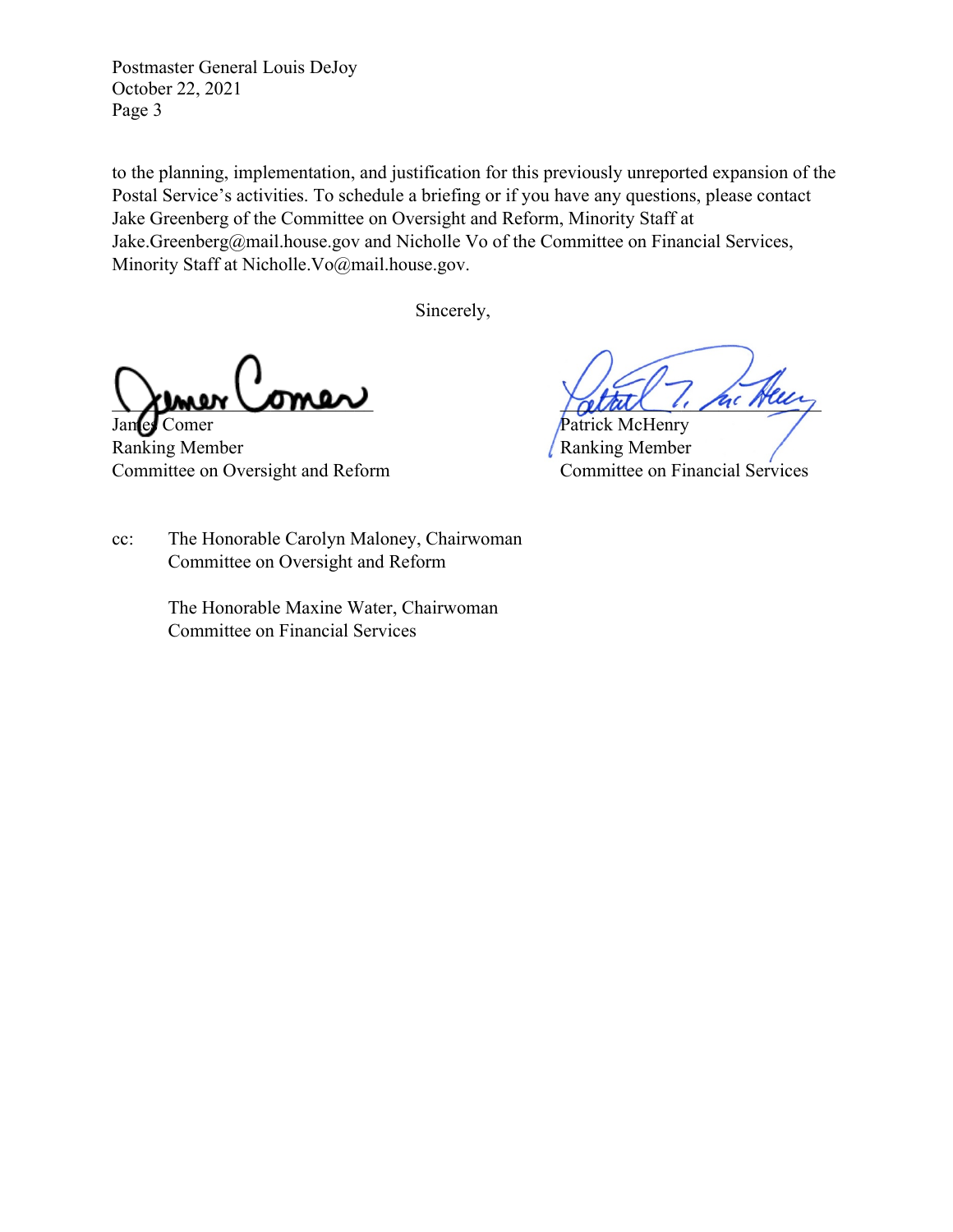to the planning, implementation, and justification for this previously unreported expansion of the Postal Service's activities. To schedule a briefing or if you have any questions, please contact Jake Greenberg of the Committee on Oversight and Reform, Minority Staff at Jake.Greenberg@mail.house.gov and Nicholle Vo of the Committee on Financial Services, Minority Staff at Nicholle.Vo@mail.house.gov.

Sincerely,

James Comer
Ranking Member
Committee on Oversight and Reform

Patrick McHenry
Ranking Member
Committee on Financial Services

cc: The Honorable Carolyn Maloney, Chairwoman
Committee on Oversight and Reform

The Honorable Maxine Water, Chairwoman
Committee on Financial Services